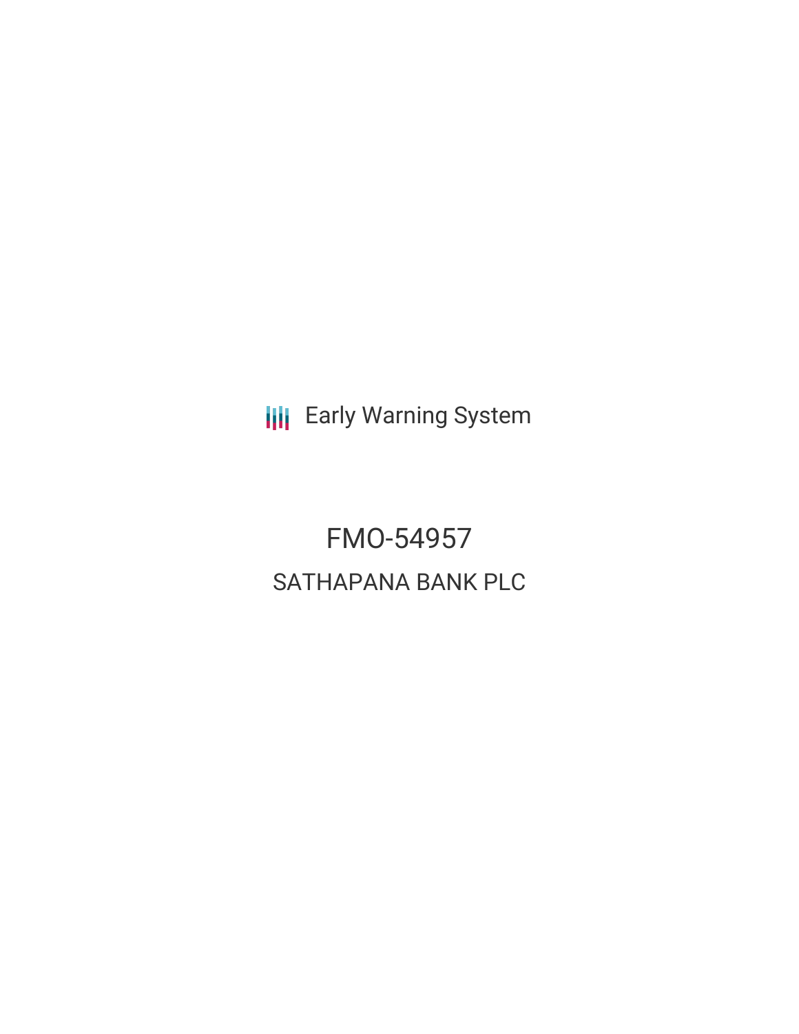Early Warning System

# FMO-54957

## SATHAPANA BANK PLC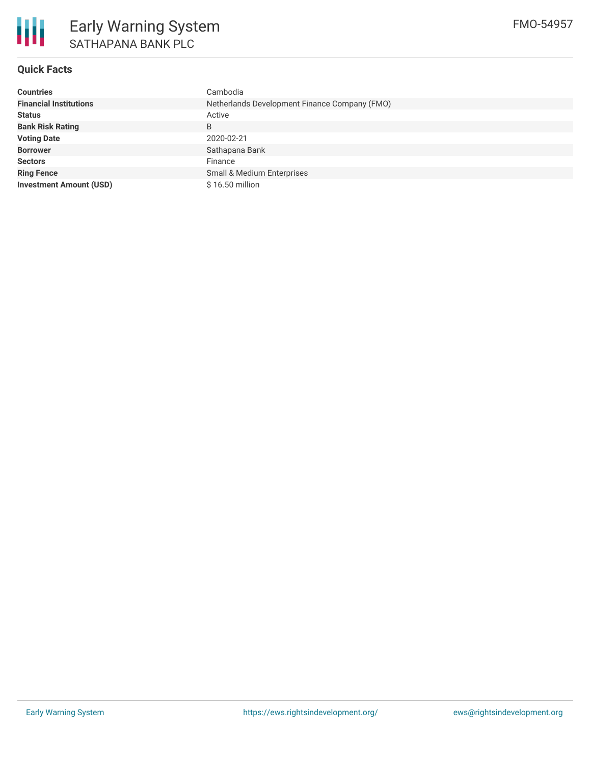# Early Warning System

## SATHAPANA BANK PLC

FMO-54957

### Quick Facts

| | |
|---|---|
| **Countries** | Cambodia |
| **Financial Institutions** | Netherlands Development Finance Company (FMO) |
| **Status** | Active |
| **Bank Risk Rating** | B |
| **Voting Date** | 2020-02-21 |
| **Borrower** | Sathapana Bank |
| **Sectors** | Finance |
| **Ring Fence** | Small & Medium Enterprises |
| **Investment Amount (USD)** | $ 16.50 million |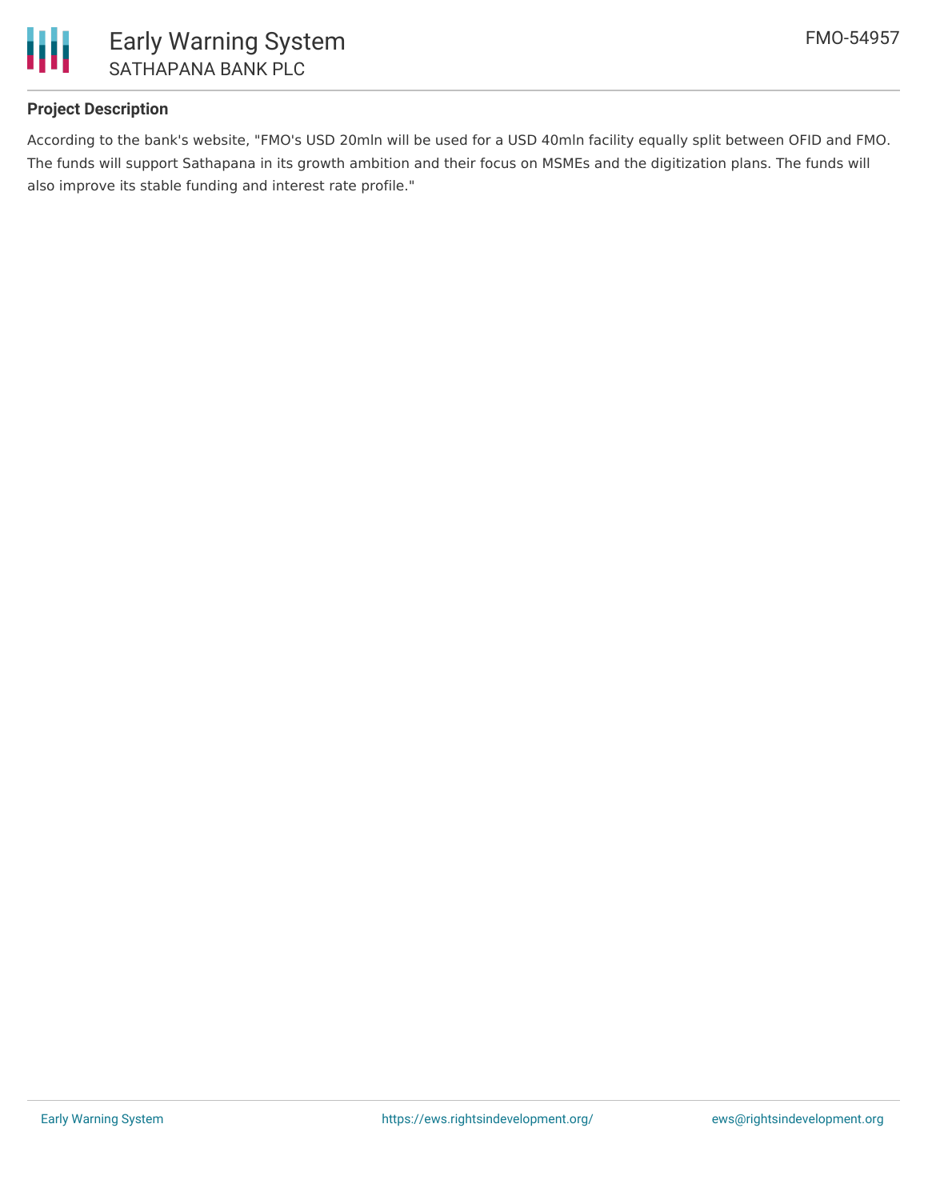## Project Description

According to the bank's website, "FMO's USD 20mln will be used for a USD 40mln facility equally split between OFID and FMO. The funds will support Sathapana in its growth ambition and their focus on MSMEs and the digitization plans. The funds will also improve its stable funding and interest rate profile."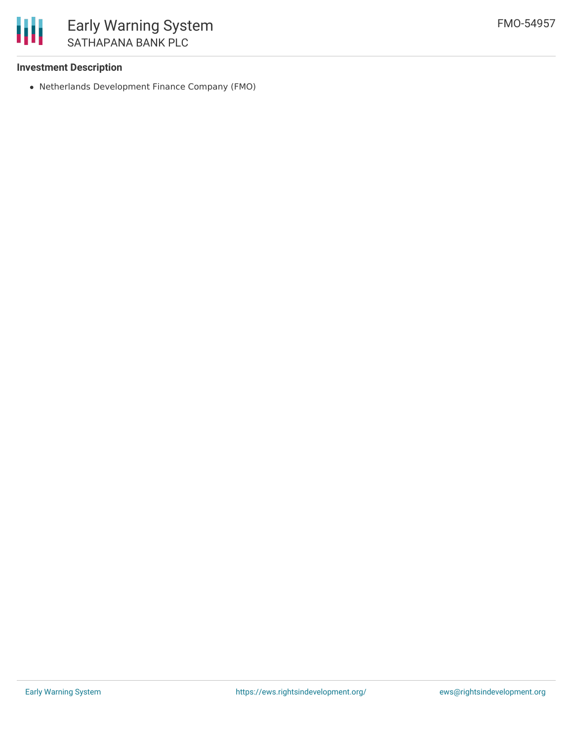### Investment Description

- Netherlands Development Finance Company (FMO)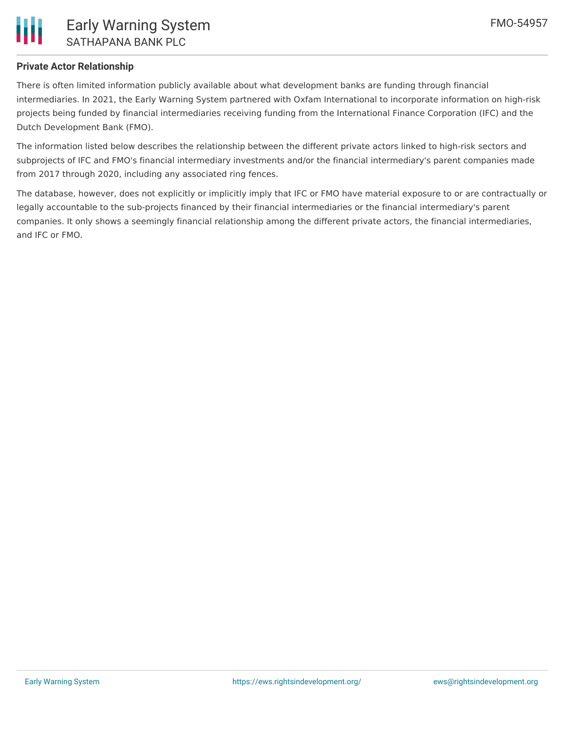**Private Actor Relationship**

There is often limited information publicly available about what development banks are funding through financial intermediaries. In 2021, the Early Warning System partnered with Oxfam International to incorporate information on high-risk projects being funded by financial intermediaries receiving funding from the International Finance Corporation (IFC) and the Dutch Development Bank (FMO).

The information listed below describes the relationship between the different private actors linked to high-risk sectors and subprojects of IFC and FMO's financial intermediary investments and/or the financial intermediary's parent companies made from 2017 through 2020, including any associated ring fences.

The database, however, does not explicitly or implicitly imply that IFC or FMO have material exposure to or are contractually or legally accountable to the sub-projects financed by their financial intermediaries or the financial intermediary's parent companies. It only shows a seemingly financial relationship among the different private actors, the financial intermediaries, and IFC or FMO.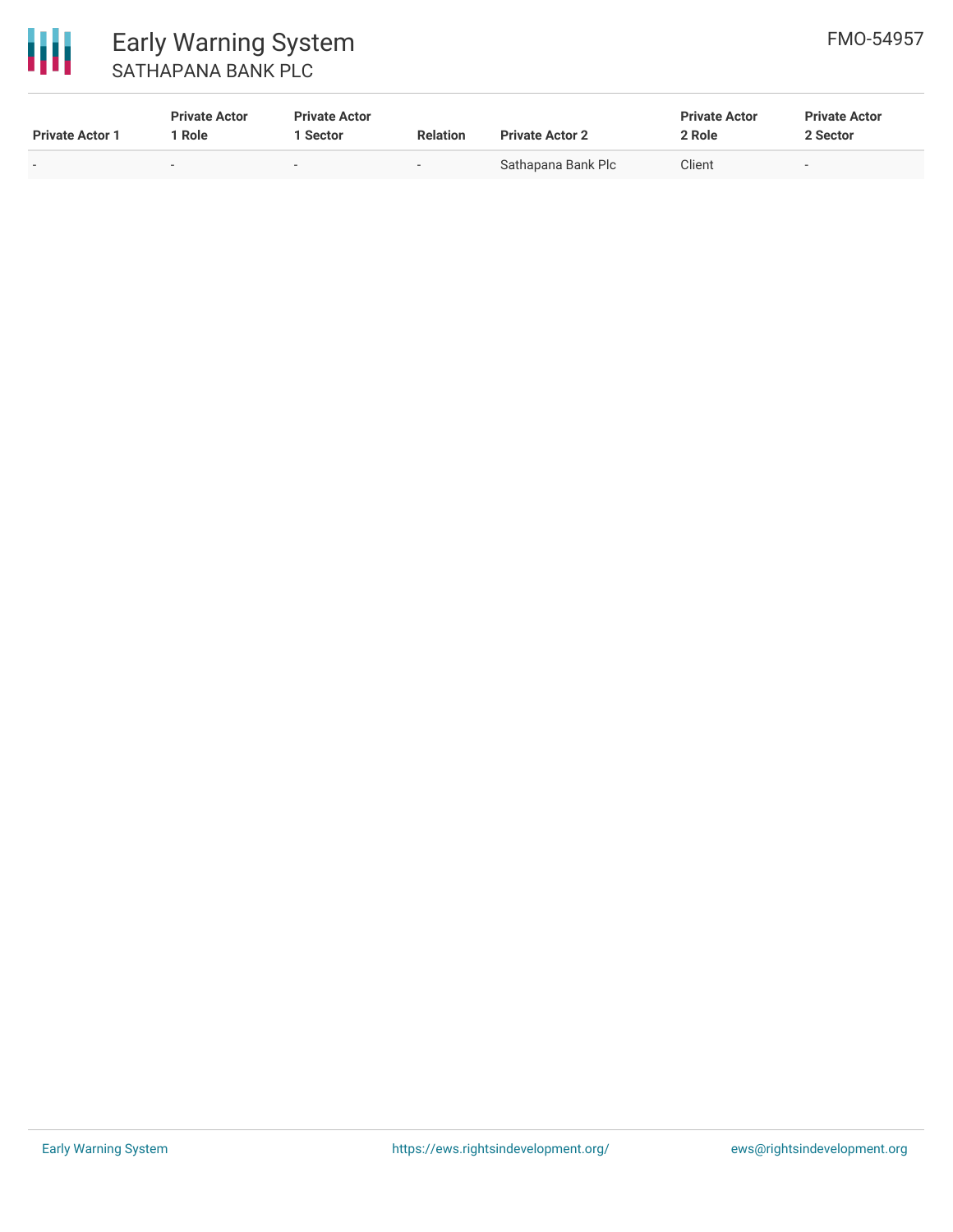| Private Actor 1 | Private Actor 1 Role | Private Actor 1 Sector | Relation | Private Actor 2 | Private Actor 2 Role | Private Actor 2 Sector |
| --- | --- | --- | --- | --- | --- | --- |
| - | - | - | - | Sathapana Bank Plc | Client | - |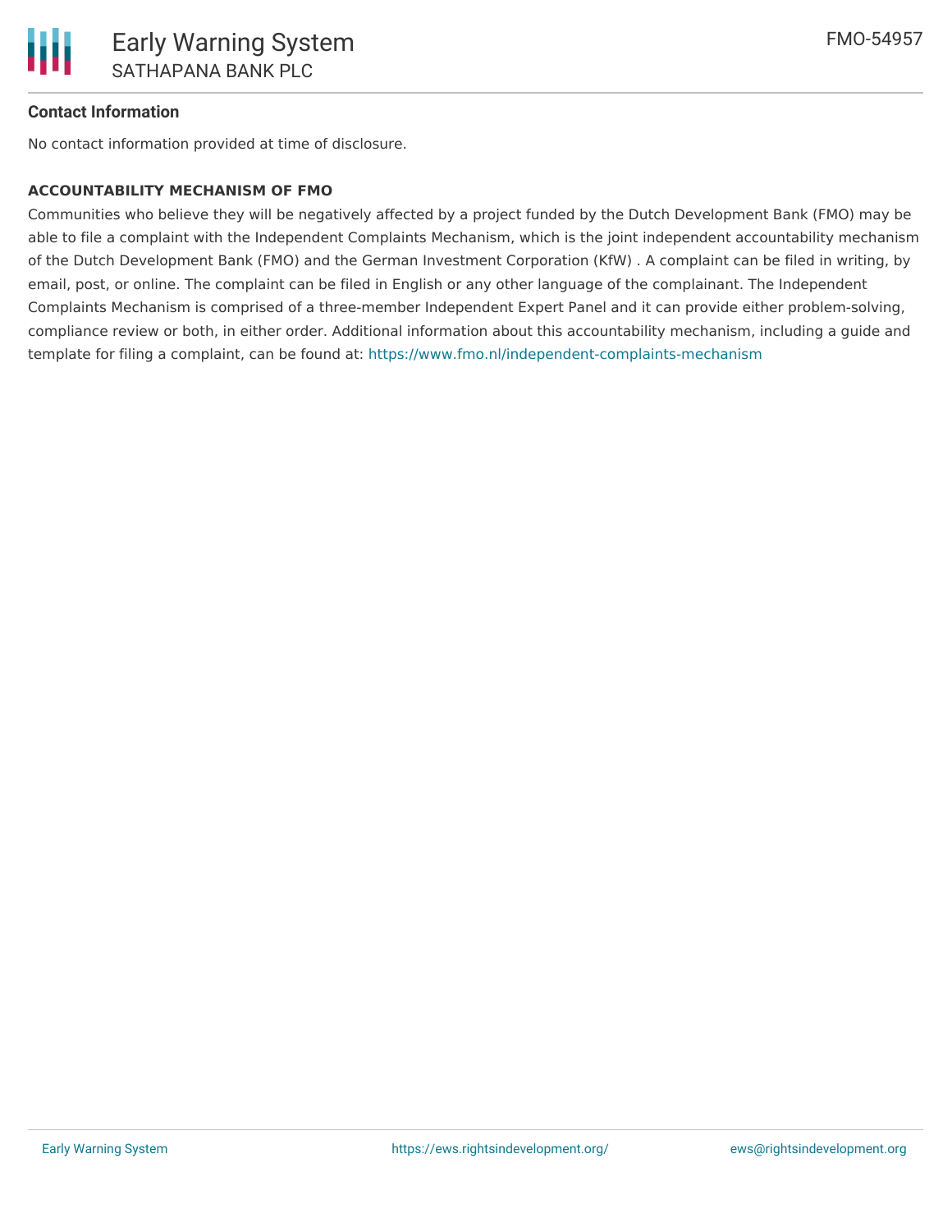## Contact Information

No contact information provided at time of disclosure.

### ACCOUNTABILITY MECHANISM OF FMO

Communities who believe they will be negatively affected by a project funded by the Dutch Development Bank (FMO) may be able to file a complaint with the Independent Complaints Mechanism, which is the joint independent accountability mechanism of the Dutch Development Bank (FMO) and the German Investment Corporation (KfW) . A complaint can be filed in writing, by email, post, or online. The complaint can be filed in English or any other language of the complainant. The Independent Complaints Mechanism is comprised of a three-member Independent Expert Panel and it can provide either problem-solving, compliance review or both, in either order. Additional information about this accountability mechanism, including a guide and template for filing a complaint, can be found at: https://www.fmo.nl/independent-complaints-mechanism